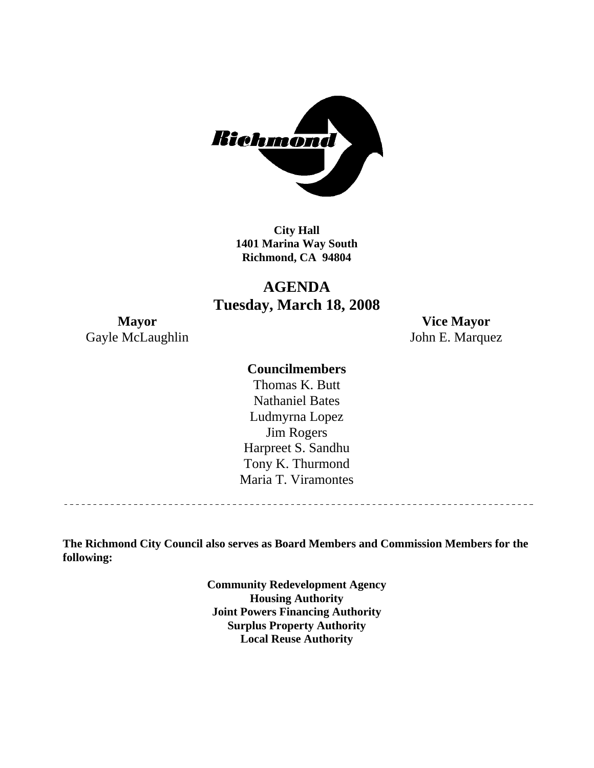**City Hall**
**1401 Marina Way South**
**Richmond, CA 94804**

# AGENDA
## Tuesday, March 18, 2008

**Mayor**
Gayle McLaughlin

**Vice Mayor**
John E. Marquez

**Councilmembers**

Thomas K. Butt
Nathaniel Bates
Ludmyrna Lopez
Jim Rogers
Harpreet S. Sandhu
Tony K. Thurmond
Maria T. Viramontes

---

**The Richmond City Council also serves as Board Members and Commission Members for the following:**

**Community Redevelopment Agency**
**Housing Authority**
**Joint Powers Financing Authority**
**Surplus Property Authority**
**Local Reuse Authority**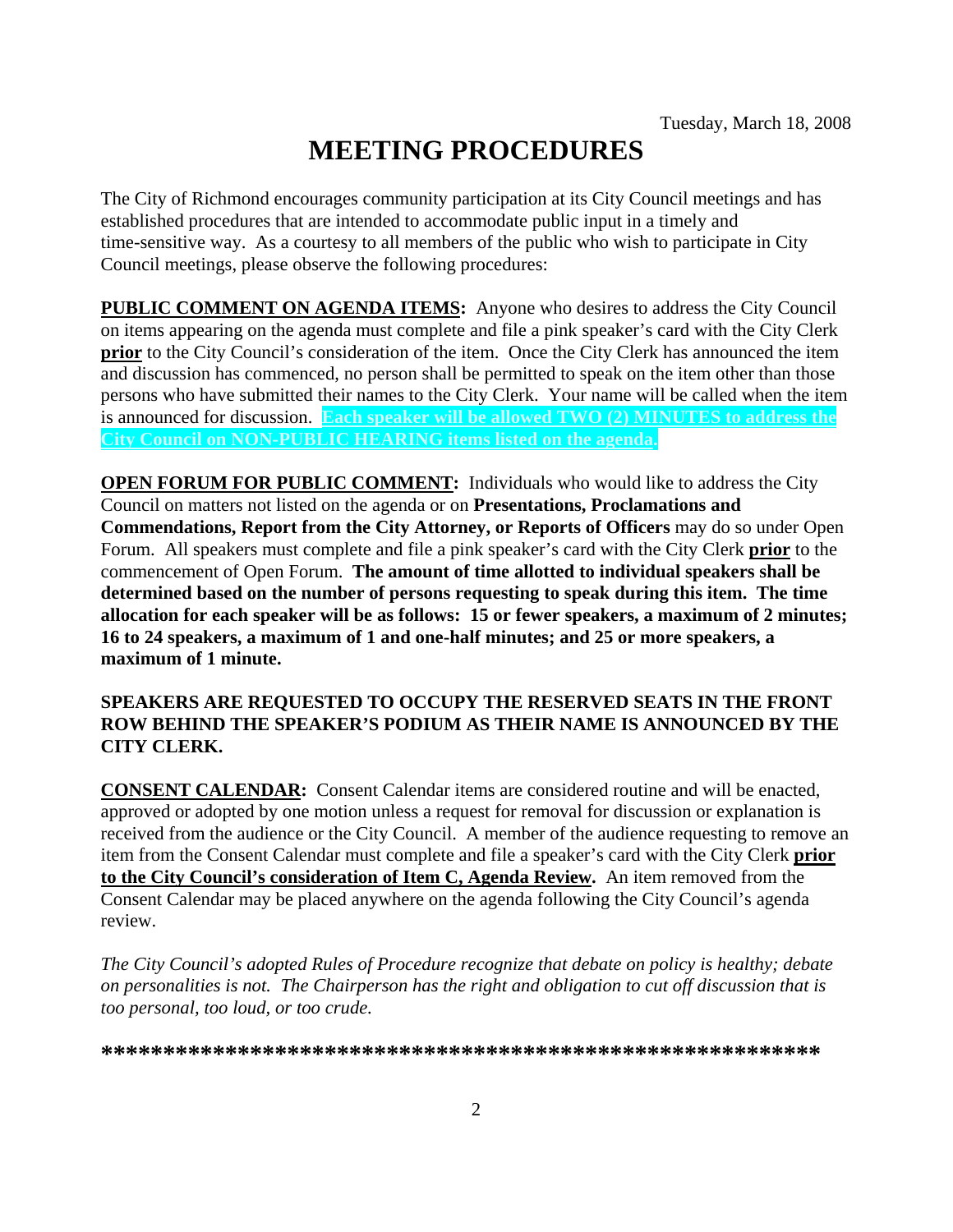Tuesday, March 18, 2008

# MEETING PROCEDURES

The City of Richmond encourages community participation at its City Council meetings and has established procedures that are intended to accommodate public input in a timely and time-sensitive way. As a courtesy to all members of the public who wish to participate in City Council meetings, please observe the following procedures:

**PUBLIC COMMENT ON AGENDA ITEMS:** Anyone who desires to address the City Council on items appearing on the agenda must complete and file a pink speaker's card with the City Clerk **prior** to the City Council's consideration of the item. Once the City Clerk has announced the item and discussion has commenced, no person shall be permitted to speak on the item other than those persons who have submitted their names to the City Clerk. Your name will be called when the item is announced for discussion. **Each speaker will be allowed TWO (2) MINUTES to address the City Council on NON-PUBLIC HEARING items listed on the agenda.**

**OPEN FORUM FOR PUBLIC COMMENT:** Individuals who would like to address the City Council on matters not listed on the agenda or on **Presentations, Proclamations and Commendations, Report from the City Attorney, or Reports of Officers** may do so under Open Forum. All speakers must complete and file a pink speaker's card with the City Clerk **prior** to the commencement of Open Forum. **The amount of time allotted to individual speakers shall be determined based on the number of persons requesting to speak during this item. The time allocation for each speaker will be as follows: 15 or fewer speakers, a maximum of 2 minutes; 16 to 24 speakers, a maximum of 1 and one-half minutes; and 25 or more speakers, a maximum of 1 minute.**

**SPEAKERS ARE REQUESTED TO OCCUPY THE RESERVED SEATS IN THE FRONT ROW BEHIND THE SPEAKER'S PODIUM AS THEIR NAME IS ANNOUNCED BY THE CITY CLERK.**

**CONSENT CALENDAR:** Consent Calendar items are considered routine and will be enacted, approved or adopted by one motion unless a request for removal for discussion or explanation is received from the audience or the City Council. A member of the audience requesting to remove an item from the Consent Calendar must complete and file a speaker's card with the City Clerk **prior to the City Council's consideration of Item C, Agenda Review.** An item removed from the Consent Calendar may be placed anywhere on the agenda following the City Council's agenda review.

*The City Council's adopted Rules of Procedure recognize that debate on policy is healthy; debate on personalities is not. The Chairperson has the right and obligation to cut off discussion that is too personal, too loud, or too crude.*

**\*\*\*\*\*\*\*\*\*\*\*\*\*\*\*\*\*\*\*\*\*\*\*\*\*\*\*\*\*\*\*\*\*\*\*\*\*\*\*\*\*\*\*\*\*\*\*\*\*\*\*\*\*\*\*\*\*\***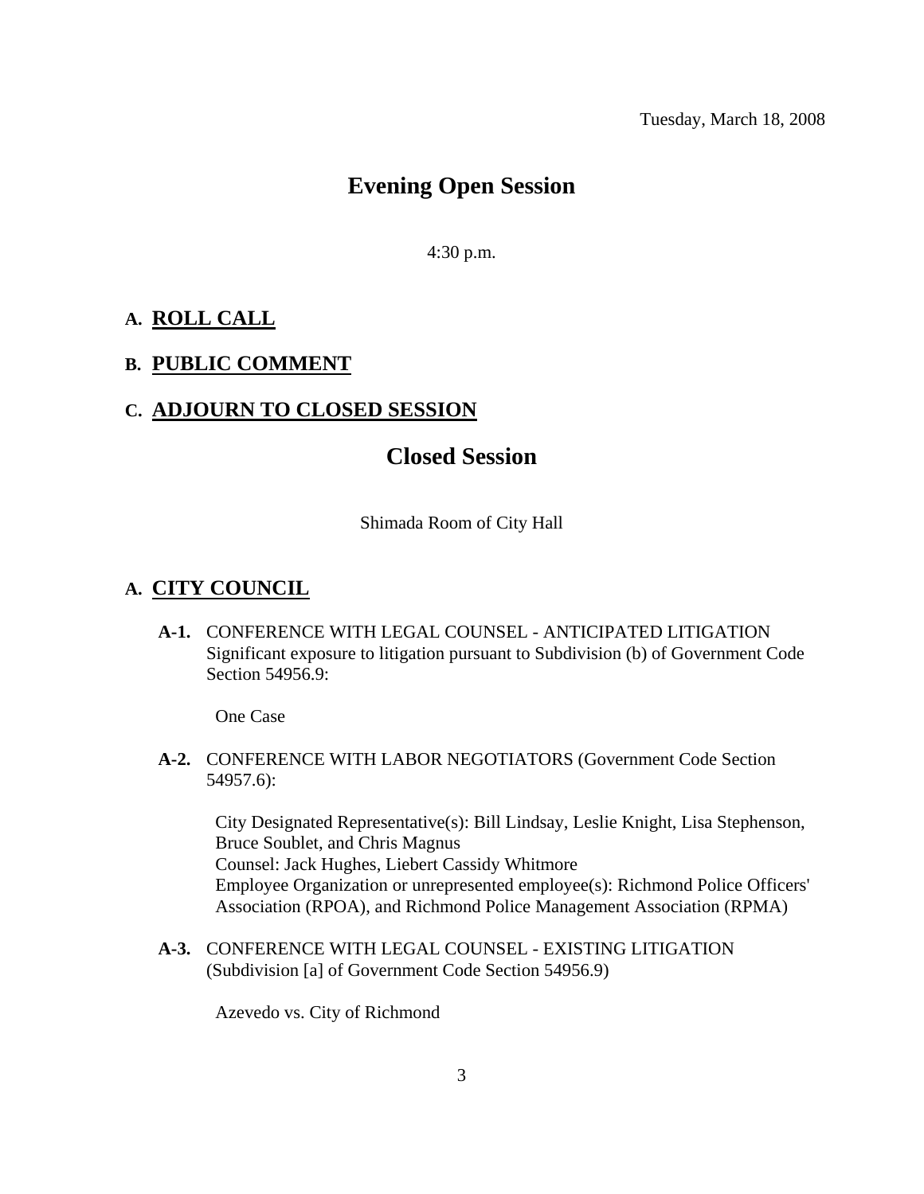Tuesday, March 18, 2008

# Evening Open Session

4:30 p.m.

## A. ROLL CALL

## B. PUBLIC COMMENT

## C. ADJOURN TO CLOSED SESSION

# Closed Session

Shimada Room of City Hall

## A. CITY COUNCIL

**A-1.** CONFERENCE WITH LEGAL COUNSEL - ANTICIPATED LITIGATION Significant exposure to litigation pursuant to Subdivision (b) of Government Code Section 54956.9:

One Case

**A-2.** CONFERENCE WITH LABOR NEGOTIATORS (Government Code Section 54957.6):

City Designated Representative(s): Bill Lindsay, Leslie Knight, Lisa Stephenson, Bruce Soublet, and Chris Magnus
Counsel: Jack Hughes, Liebert Cassidy Whitmore
Employee Organization or unrepresented employee(s): Richmond Police Officers' Association (RPOA), and Richmond Police Management Association (RPMA)

**A-3.** CONFERENCE WITH LEGAL COUNSEL - EXISTING LITIGATION (Subdivision [a] of Government Code Section 54956.9)

Azevedo vs. City of Richmond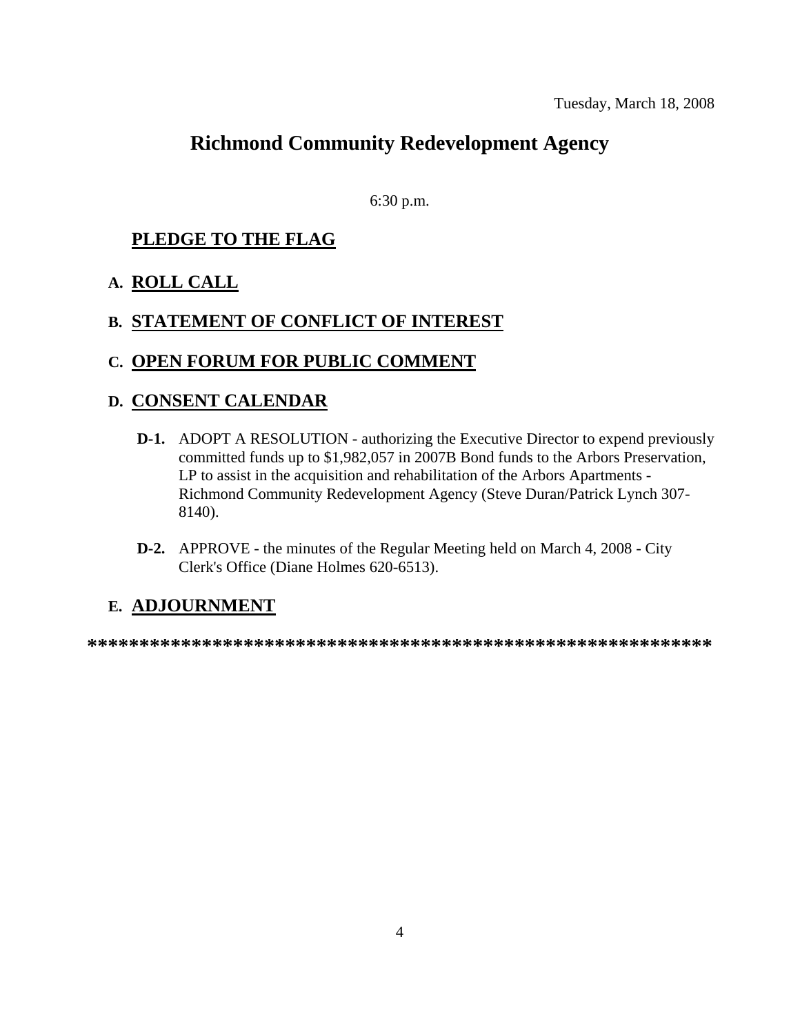Tuesday, March 18, 2008

# Richmond Community Redevelopment Agency

6:30 p.m.

## PLEDGE TO THE FLAG

## A. ROLL CALL

## B. STATEMENT OF CONFLICT OF INTEREST

## C. OPEN FORUM FOR PUBLIC COMMENT

## D. CONSENT CALENDAR

**D-1.** ADOPT A RESOLUTION - authorizing the Executive Director to expend previously committed funds up to $1,982,057 in 2007B Bond funds to the Arbors Preservation, LP to assist in the acquisition and rehabilitation of the Arbors Apartments - Richmond Community Redevelopment Agency (Steve Duran/Patrick Lynch 307-8140).

**D-2.** APPROVE - the minutes of the Regular Meeting held on March 4, 2008 - City Clerk's Office (Diane Holmes 620-6513).

## E. ADJOURNMENT

**************************************************************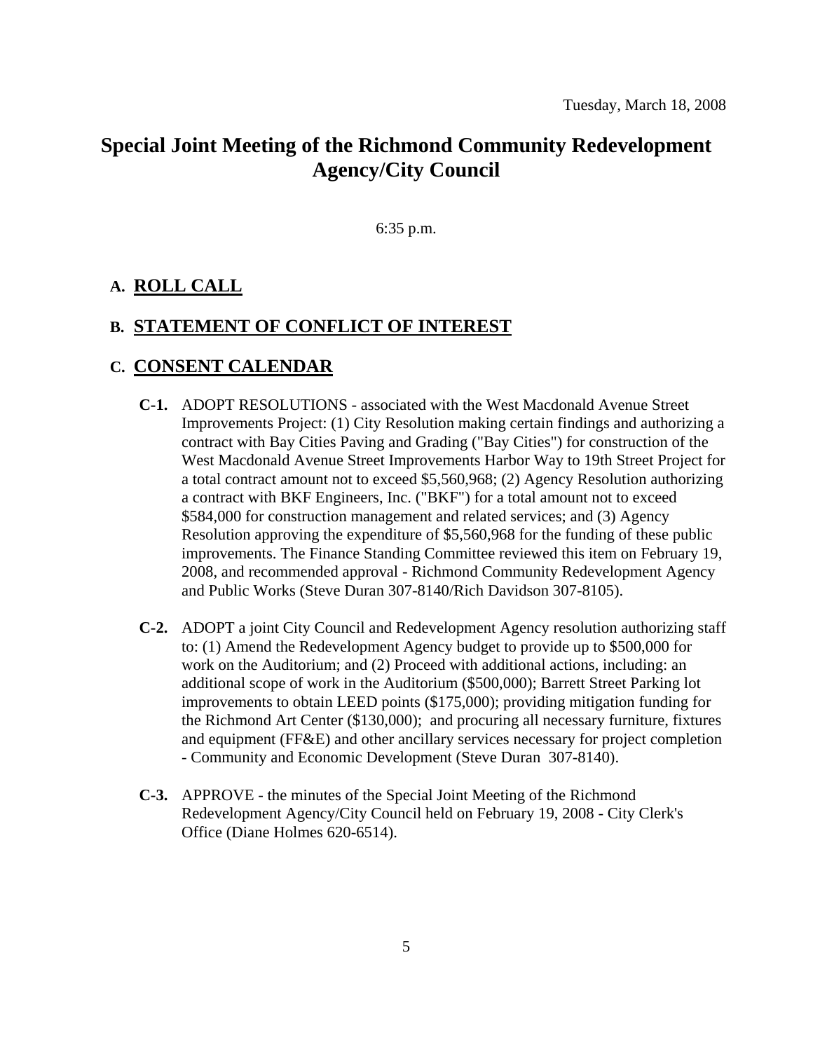Tuesday, March 18, 2008

# Special Joint Meeting of the Richmond Community Redevelopment Agency/City Council

6:35 p.m.

## A. ROLL CALL

## B. STATEMENT OF CONFLICT OF INTEREST

## C. CONSENT CALENDAR

**C-1.** ADOPT RESOLUTIONS - associated with the West Macdonald Avenue Street Improvements Project: (1) City Resolution making certain findings and authorizing a contract with Bay Cities Paving and Grading ("Bay Cities") for construction of the West Macdonald Avenue Street Improvements Harbor Way to 19th Street Project for a total contract amount not to exceed $5,560,968; (2) Agency Resolution authorizing a contract with BKF Engineers, Inc. ("BKF") for a total amount not to exceed $584,000 for construction management and related services; and (3) Agency Resolution approving the expenditure of $5,560,968 for the funding of these public improvements. The Finance Standing Committee reviewed this item on February 19, 2008, and recommended approval - Richmond Community Redevelopment Agency and Public Works (Steve Duran 307-8140/Rich Davidson 307-8105).

**C-2.** ADOPT a joint City Council and Redevelopment Agency resolution authorizing staff to: (1) Amend the Redevelopment Agency budget to provide up to $500,000 for work on the Auditorium; and (2) Proceed with additional actions, including: an additional scope of work in the Auditorium ($500,000); Barrett Street Parking lot improvements to obtain LEED points ($175,000); providing mitigation funding for the Richmond Art Center ($130,000); and procuring all necessary furniture, fixtures and equipment (FF&E) and other ancillary services necessary for project completion - Community and Economic Development (Steve Duran 307-8140).

**C-3.** APPROVE - the minutes of the Special Joint Meeting of the Richmond Redevelopment Agency/City Council held on February 19, 2008 - City Clerk's Office (Diane Holmes 620-6514).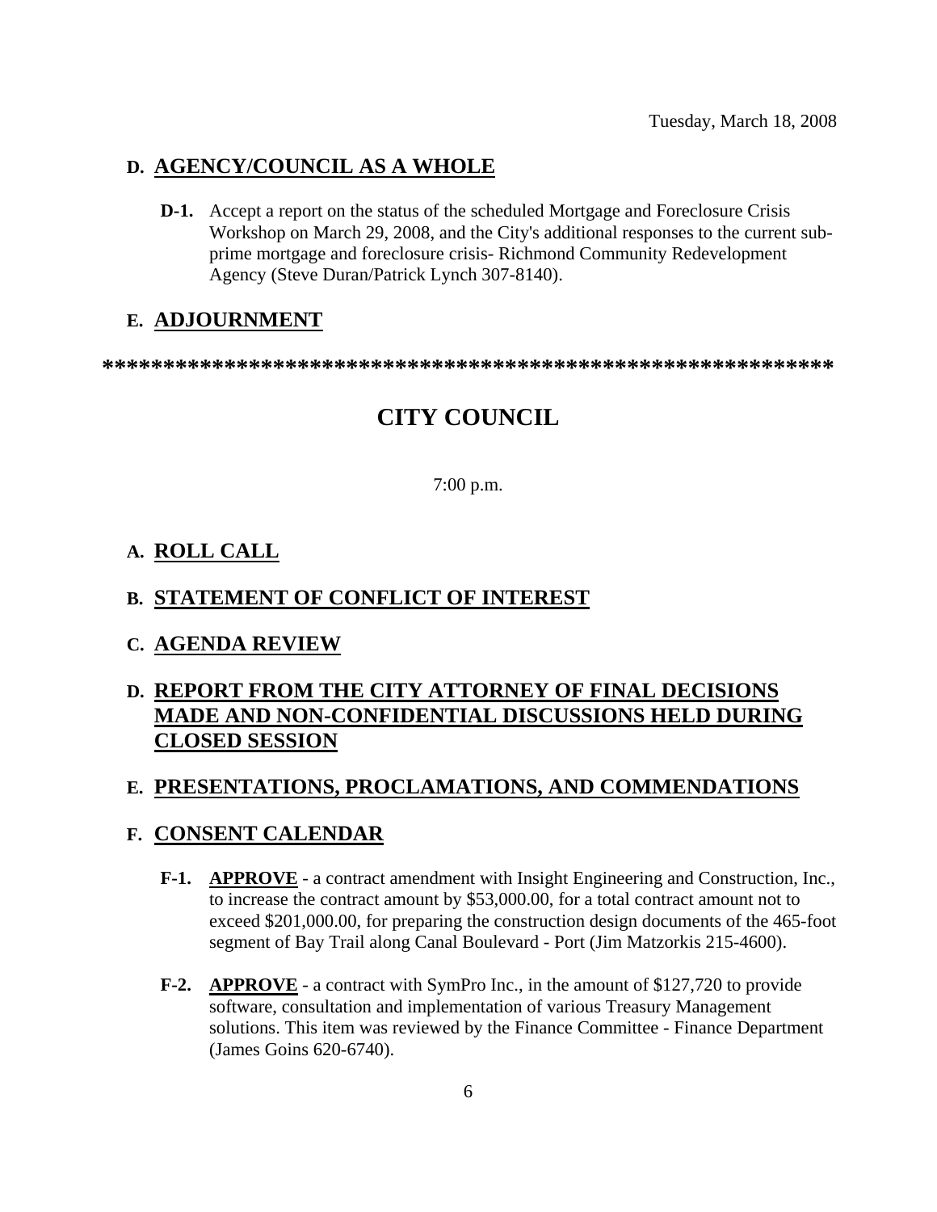Tuesday, March 18, 2008

## D. AGENCY/COUNCIL AS A WHOLE

**D-1.** Accept a report on the status of the scheduled Mortgage and Foreclosure Crisis Workshop on March 29, 2008, and the City's additional responses to the current sub-prime mortgage and foreclosure crisis- Richmond Community Redevelopment Agency (Steve Duran/Patrick Lynch 307-8140).

## E. ADJOURNMENT

**************************************************************

# CITY COUNCIL

7:00 p.m.

## A. ROLL CALL

## B. STATEMENT OF CONFLICT OF INTEREST

## C. AGENDA REVIEW

## D. REPORT FROM THE CITY ATTORNEY OF FINAL DECISIONS MADE AND NON-CONFIDENTIAL DISCUSSIONS HELD DURING CLOSED SESSION

## E. PRESENTATIONS, PROCLAMATIONS, AND COMMENDATIONS

## F. CONSENT CALENDAR

**F-1.** **APPROVE** - a contract amendment with Insight Engineering and Construction, Inc., to increase the contract amount by $53,000.00, for a total contract amount not to exceed $201,000.00, for preparing the construction design documents of the 465-foot segment of Bay Trail along Canal Boulevard - Port (Jim Matzorkis 215-4600).

**F-2.** **APPROVE** - a contract with SymPro Inc., in the amount of $127,720 to provide software, consultation and implementation of various Treasury Management solutions. This item was reviewed by the Finance Committee - Finance Department (James Goins 620-6740).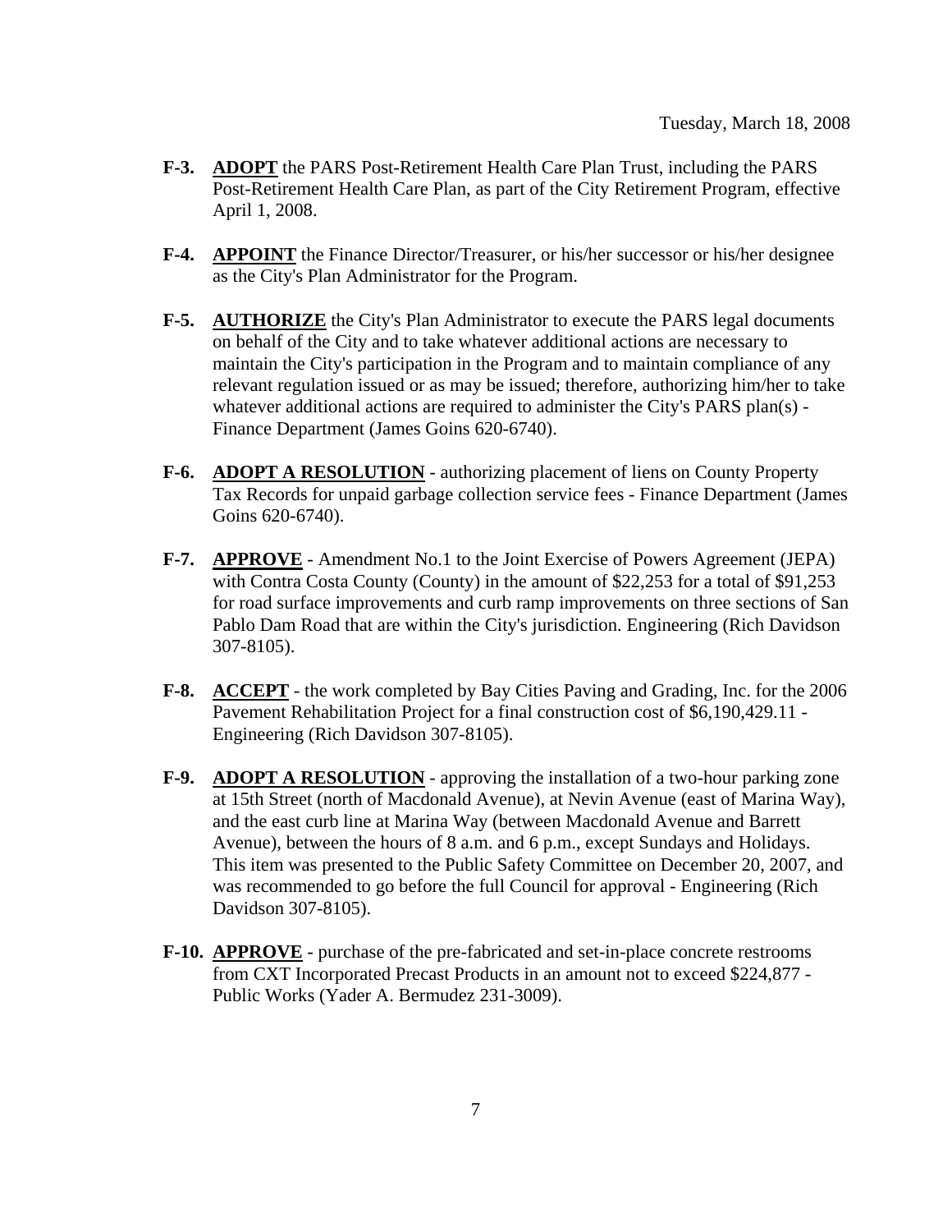Tuesday, March 18, 2008

**F-3.** **ADOPT** the PARS Post-Retirement Health Care Plan Trust, including the PARS Post-Retirement Health Care Plan, as part of the City Retirement Program, effective April 1, 2008.

**F-4.** **APPOINT** the Finance Director/Treasurer, or his/her successor or his/her designee as the City's Plan Administrator for the Program.

**F-5.** **AUTHORIZE** the City's Plan Administrator to execute the PARS legal documents on behalf of the City and to take whatever additional actions are necessary to maintain the City's participation in the Program and to maintain compliance of any relevant regulation issued or as may be issued; therefore, authorizing him/her to take whatever additional actions are required to administer the City's PARS plan(s) - Finance Department (James Goins 620-6740).

**F-6.** **ADOPT A RESOLUTION** - authorizing placement of liens on County Property Tax Records for unpaid garbage collection service fees - Finance Department (James Goins 620-6740).

**F-7.** **APPROVE** - Amendment No.1 to the Joint Exercise of Powers Agreement (JEPA) with Contra Costa County (County) in the amount of $22,253 for a total of $91,253 for road surface improvements and curb ramp improvements on three sections of San Pablo Dam Road that are within the City's jurisdiction. Engineering (Rich Davidson 307-8105).

**F-8.** **ACCEPT** - the work completed by Bay Cities Paving and Grading, Inc. for the 2006 Pavement Rehabilitation Project for a final construction cost of $6,190,429.11 - Engineering (Rich Davidson 307-8105).

**F-9.** **ADOPT A RESOLUTION** - approving the installation of a two-hour parking zone at 15th Street (north of Macdonald Avenue), at Nevin Avenue (east of Marina Way), and the east curb line at Marina Way (between Macdonald Avenue and Barrett Avenue), between the hours of 8 a.m. and 6 p.m., except Sundays and Holidays. This item was presented to the Public Safety Committee on December 20, 2007, and was recommended to go before the full Council for approval - Engineering (Rich Davidson 307-8105).

**F-10.** **APPROVE** - purchase of the pre-fabricated and set-in-place concrete restrooms from CXT Incorporated Precast Products in an amount not to exceed $224,877 - Public Works (Yader A. Bermudez 231-3009).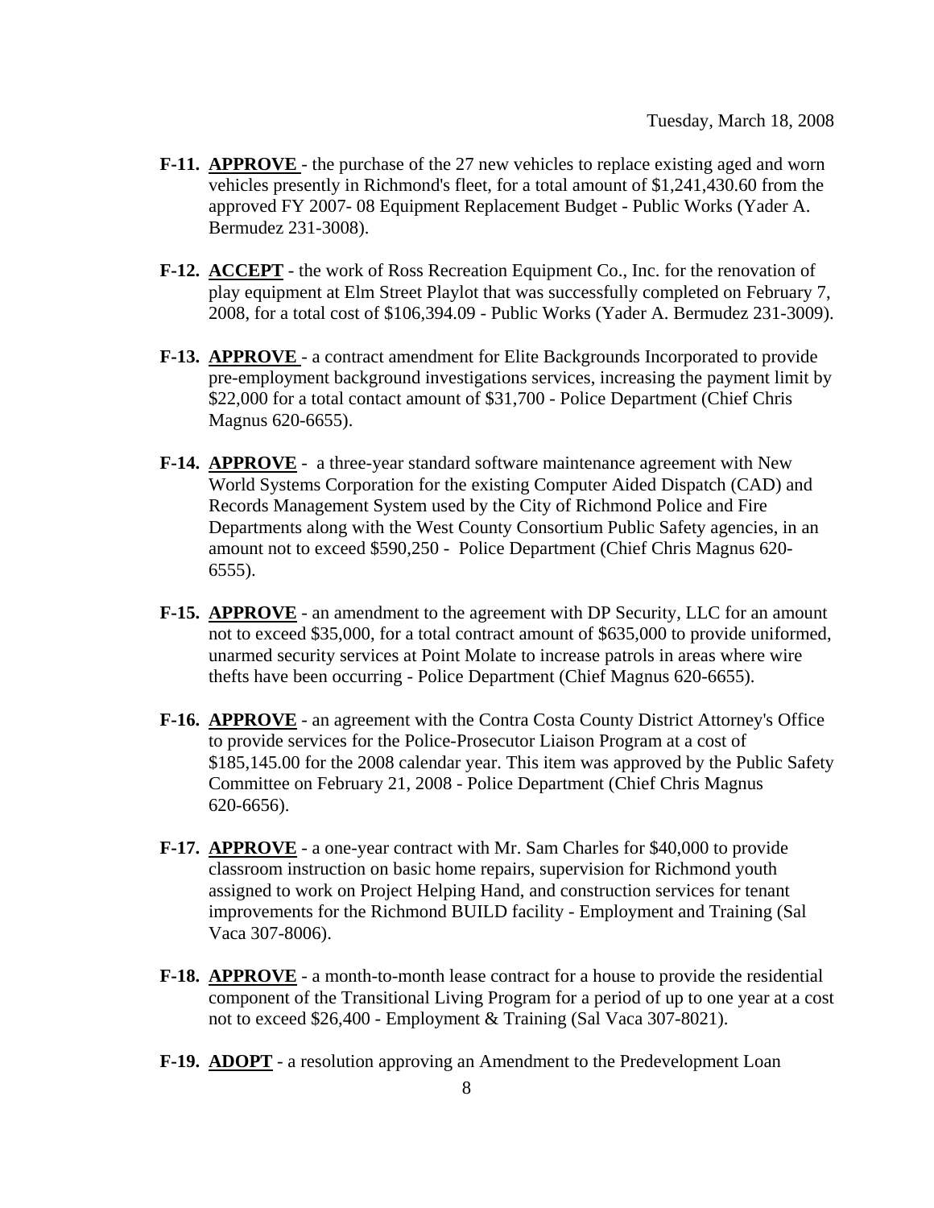Tuesday, March 18, 2008

- **F-11.** **APPROVE** - the purchase of the 27 new vehicles to replace existing aged and worn vehicles presently in Richmond's fleet, for a total amount of $1,241,430.60 from the approved FY 2007- 08 Equipment Replacement Budget - Public Works (Yader A. Bermudez 231-3008).

- **F-12.** **ACCEPT** - the work of Ross Recreation Equipment Co., Inc. for the renovation of play equipment at Elm Street Playlot that was successfully completed on February 7, 2008, for a total cost of $106,394.09 - Public Works (Yader A. Bermudez 231-3009).

- **F-13.** **APPROVE** - a contract amendment for Elite Backgrounds Incorporated to provide pre-employment background investigations services, increasing the payment limit by $22,000 for a total contact amount of $31,700 - Police Department (Chief Chris Magnus 620-6655).

- **F-14.** **APPROVE** - a three-year standard software maintenance agreement with New World Systems Corporation for the existing Computer Aided Dispatch (CAD) and Records Management System used by the City of Richmond Police and Fire Departments along with the West County Consortium Public Safety agencies, in an amount not to exceed $590,250 - Police Department (Chief Chris Magnus 620-6555).

- **F-15.** **APPROVE** - an amendment to the agreement with DP Security, LLC for an amount not to exceed $35,000, for a total contract amount of $635,000 to provide uniformed, unarmed security services at Point Molate to increase patrols in areas where wire thefts have been occurring - Police Department (Chief Magnus 620-6655).

- **F-16.** **APPROVE** - an agreement with the Contra Costa County District Attorney's Office to provide services for the Police-Prosecutor Liaison Program at a cost of $185,145.00 for the 2008 calendar year. This item was approved by the Public Safety Committee on February 21, 2008 - Police Department (Chief Chris Magnus 620-6656).

- **F-17.** **APPROVE** - a one-year contract with Mr. Sam Charles for $40,000 to provide classroom instruction on basic home repairs, supervision for Richmond youth assigned to work on Project Helping Hand, and construction services for tenant improvements for the Richmond BUILD facility - Employment and Training (Sal Vaca 307-8006).

- **F-18.** **APPROVE** - a month-to-month lease contract for a house to provide the residential component of the Transitional Living Program for a period of up to one year at a cost not to exceed $26,400 - Employment & Training (Sal Vaca 307-8021).

- **F-19.** **ADOPT** - a resolution approving an Amendment to the Predevelopment Loan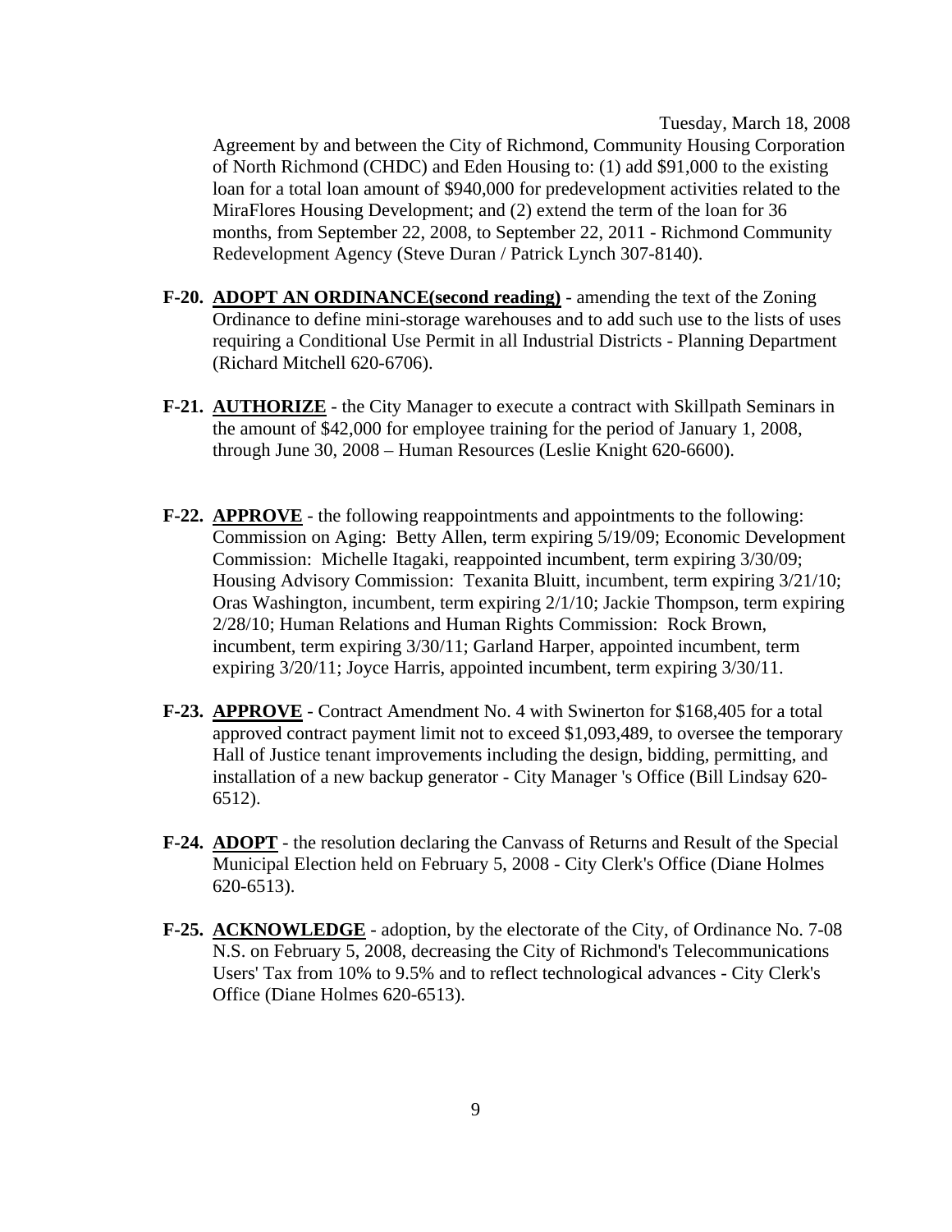Agreement by and between the City of Richmond, Community Housing Corporation of North Richmond (CHDC) and Eden Housing to: (1) add $91,000 to the existing loan for a total loan amount of $940,000 for predevelopment activities related to the MiraFlores Housing Development; and (2) extend the term of the loan for 36 months, from September 22, 2008, to September 22, 2011 - Richmond Community Redevelopment Agency (Steve Duran / Patrick Lynch 307-8140).

**F-20.** **ADOPT AN ORDINANCE(second reading)** - amending the text of the Zoning Ordinance to define mini-storage warehouses and to add such use to the lists of uses requiring a Conditional Use Permit in all Industrial Districts - Planning Department (Richard Mitchell 620-6706).

**F-21.** **AUTHORIZE** - the City Manager to execute a contract with Skillpath Seminars in the amount of $42,000 for employee training for the period of January 1, 2008, through June 30, 2008 – Human Resources (Leslie Knight 620-6600).

**F-22.** **APPROVE** - the following reappointments and appointments to the following: Commission on Aging: Betty Allen, term expiring 5/19/09; Economic Development Commission: Michelle Itagaki, reappointed incumbent, term expiring 3/30/09; Housing Advisory Commission: Texanita Bluitt, incumbent, term expiring 3/21/10; Oras Washington, incumbent, term expiring 2/1/10; Jackie Thompson, term expiring 2/28/10; Human Relations and Human Rights Commission: Rock Brown, incumbent, term expiring 3/30/11; Garland Harper, appointed incumbent, term expiring 3/20/11; Joyce Harris, appointed incumbent, term expiring 3/30/11.

**F-23.** **APPROVE** - Contract Amendment No. 4 with Swinerton for $168,405 for a total approved contract payment limit not to exceed $1,093,489, to oversee the temporary Hall of Justice tenant improvements including the design, bidding, permitting, and installation of a new backup generator - City Manager 's Office (Bill Lindsay 620-6512).

**F-24.** **ADOPT** - the resolution declaring the Canvass of Returns and Result of the Special Municipal Election held on February 5, 2008 - City Clerk's Office (Diane Holmes 620-6513).

**F-25.** **ACKNOWLEDGE** - adoption, by the electorate of the City, of Ordinance No. 7-08 N.S. on February 5, 2008, decreasing the City of Richmond's Telecommunications Users' Tax from 10% to 9.5% and to reflect technological advances - City Clerk's Office (Diane Holmes 620-6513).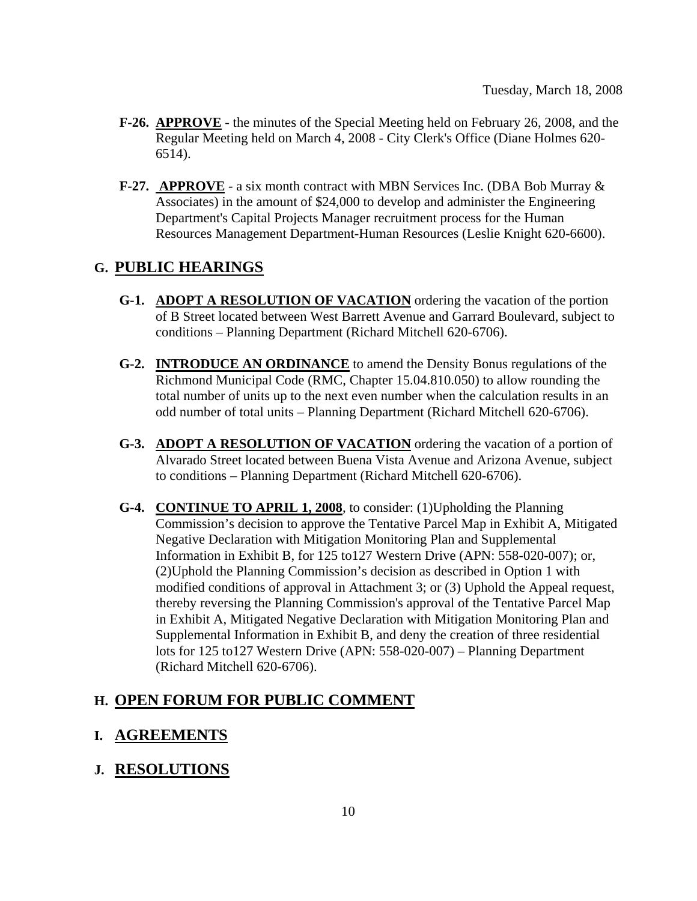**F-26.** **APPROVE** - the minutes of the Special Meeting held on February 26, 2008, and the Regular Meeting held on March 4, 2008 - City Clerk's Office (Diane Holmes 620-6514).

**F-27.** **APPROVE** - a six month contract with MBN Services Inc. (DBA Bob Murray & Associates) in the amount of $24,000 to develop and administer the Engineering Department's Capital Projects Manager recruitment process for the Human Resources Management Department-Human Resources (Leslie Knight 620-6600).

## G. PUBLIC HEARINGS

**G-1.** **ADOPT A RESOLUTION OF VACATION** ordering the vacation of the portion of B Street located between West Barrett Avenue and Garrard Boulevard, subject to conditions – Planning Department (Richard Mitchell 620-6706).

**G-2.** **INTRODUCE AN ORDINANCE** to amend the Density Bonus regulations of the Richmond Municipal Code (RMC, Chapter 15.04.810.050) to allow rounding the total number of units up to the next even number when the calculation results in an odd number of total units – Planning Department (Richard Mitchell 620-6706).

**G-3.** **ADOPT A RESOLUTION OF VACATION** ordering the vacation of a portion of Alvarado Street located between Buena Vista Avenue and Arizona Avenue, subject to conditions – Planning Department (Richard Mitchell 620-6706).

**G-4.** **CONTINUE TO APRIL 1, 2008**, to consider: (1)Upholding the Planning Commission's decision to approve the Tentative Parcel Map in Exhibit A, Mitigated Negative Declaration with Mitigation Monitoring Plan and Supplemental Information in Exhibit B, for 125 to127 Western Drive (APN: 558-020-007); or, (2)Uphold the Planning Commission's decision as described in Option 1 with modified conditions of approval in Attachment 3; or (3) Uphold the Appeal request, thereby reversing the Planning Commission's approval of the Tentative Parcel Map in Exhibit A, Mitigated Negative Declaration with Mitigation Monitoring Plan and Supplemental Information in Exhibit B, and deny the creation of three residential lots for 125 to127 Western Drive (APN: 558-020-007) – Planning Department (Richard Mitchell 620-6706).

## H. OPEN FORUM FOR PUBLIC COMMENT

## I. AGREEMENTS

## J. RESOLUTIONS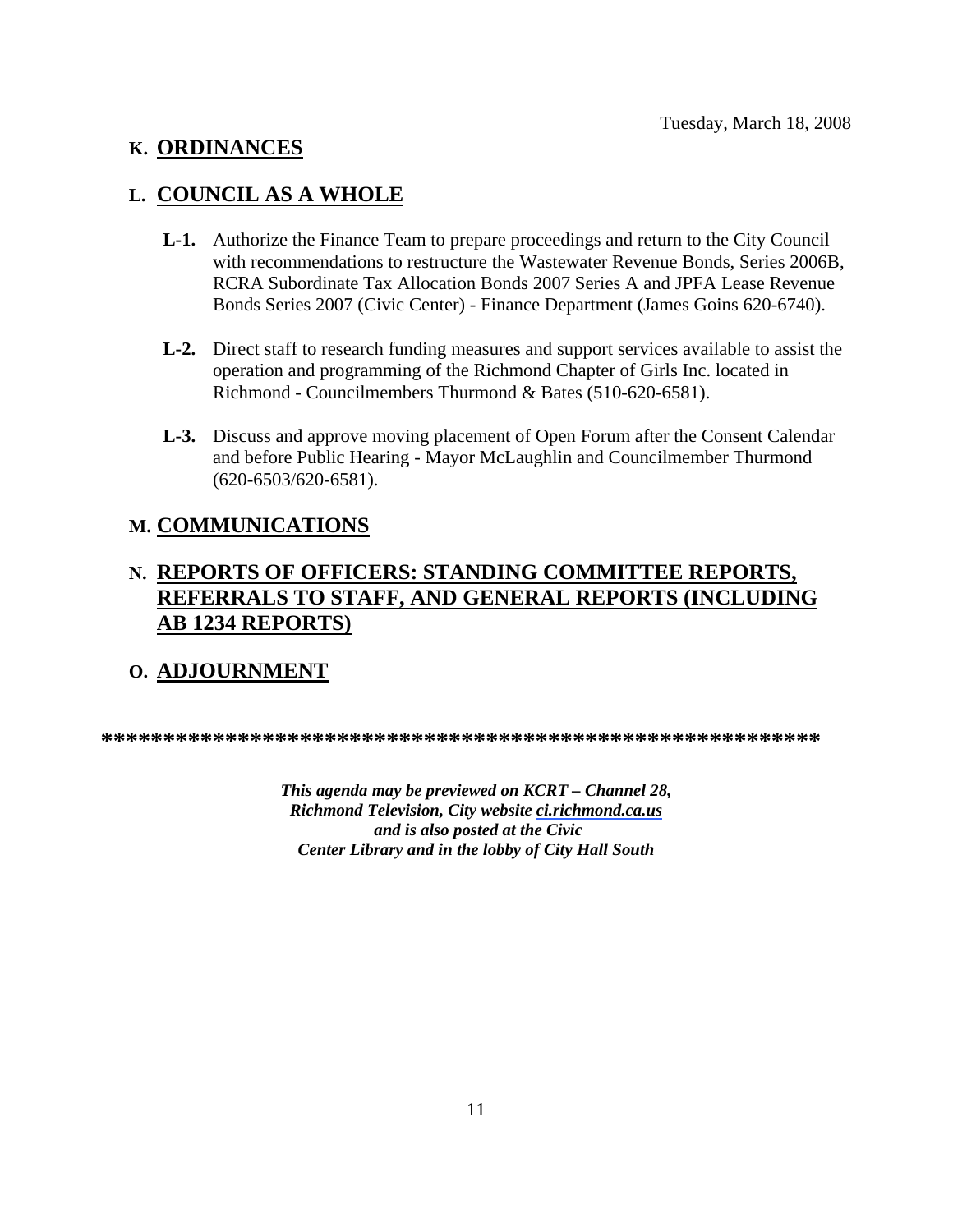Tuesday, March 18, 2008

## K. ORDINANCES

## L. COUNCIL AS A WHOLE

**L-1.** Authorize the Finance Team to prepare proceedings and return to the City Council with recommendations to restructure the Wastewater Revenue Bonds, Series 2006B, RCRA Subordinate Tax Allocation Bonds 2007 Series A and JPFA Lease Revenue Bonds Series 2007 (Civic Center) - Finance Department (James Goins 620-6740).

**L-2.** Direct staff to research funding measures and support services available to assist the operation and programming of the Richmond Chapter of Girls Inc. located in Richmond - Councilmembers Thurmond & Bates (510-620-6581).

**L-3.** Discuss and approve moving placement of Open Forum after the Consent Calendar and before Public Hearing - Mayor McLaughlin and Councilmember Thurmond (620-6503/620-6581).

## M. COMMUNICATIONS

## N. REPORTS OF OFFICERS: STANDING COMMITTEE REPORTS, REFERRALS TO STAFF, AND GENERAL REPORTS (INCLUDING AB 1234 REPORTS)

## O. ADJOURNMENT

**********************************************************

***This agenda may be previewed on KCRT – Channel 28, Richmond Television, City website ci.richmond.ca.us and is also posted at the Civic Center Library and in the lobby of City Hall South***